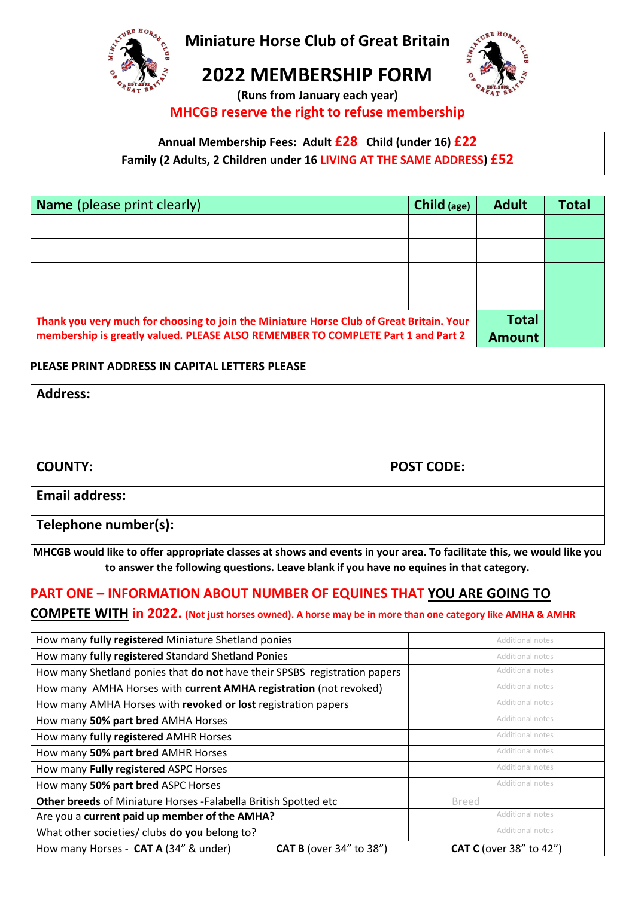# Miniature Horse Club of Great Britain

# 2022 MEMBERSHIP FORM

**(Runs from January each year)**

**MHCGB reserve the right to refuse membership**

**Annual Membership Fees: Adult £28 Child (under 16) £22**
**Family (2 Adults, 2 Children under 16 LIVING AT THE SAME ADDRESS) £52**

| **Name** (please print clearly) | **Child** (age) | **Adult** | **Total** |
|---|---|---|---|
| | | | |
| | | | |
| | | | |
| | | | |
| **Thank you very much for choosing to join the Miniature Horse Club of Great Britain. Your membership is greatly valued. PLEASE ALSO REMEMBER TO COMPLETE Part 1 and Part 2** | | **Total Amount** | |

**PLEASE PRINT ADDRESS IN CAPITAL LETTERS PLEASE**

| |
|---|
| **Address:** |
| **COUNTY:** **POST CODE:** |
| **Email address:** |
| **Telephone number(s):** |

**MHCGB would like to offer appropriate classes at shows and events in your area. To facilitate this, we would like you to answer the following questions. Leave blank if you have no equines in that category.**

## PART ONE – INFORMATION ABOUT NUMBER OF EQUINES THAT YOU ARE GOING TO COMPETE WITH in 2022. (Not just horses owned). A horse may be in more than one category like AMHA & AMHR

| | | |
|---|---|---|
| How many **fully registered** Miniature Shetland ponies | | Additional notes |
| How many **fully registered** Standard Shetland Ponies | | Additional notes |
| How many Shetland ponies that **do not** have their SPSBS registration papers | | Additional notes |
| How many AMHA Horses with **current AMHA registration** (not revoked) | | Additional notes |
| How many AMHA Horses with **revoked or lost** registration papers | | Additional notes |
| How many **50% part bred** AMHA Horses | | Additional notes |
| How many **fully registered** AMHR Horses | | Additional notes |
| How many **50% part bred** AMHR Horses | | Additional notes |
| How many **Fully registered** ASPC Horses | | Additional notes |
| How many **50% part bred** ASPC Horses | | Additional notes |
| **Other breeds** of Miniature Horses -Falabella British Spotted etc | | Breed |
| Are you a **current paid up member of the AMHA?** | | Additional notes |
| What other societies/ clubs **do you** belong to? | | Additional notes |
| How many Horses - **CAT A** (34" & under) **CAT B** (over 34" to 38") | | **CAT C** (over 38" to 42") |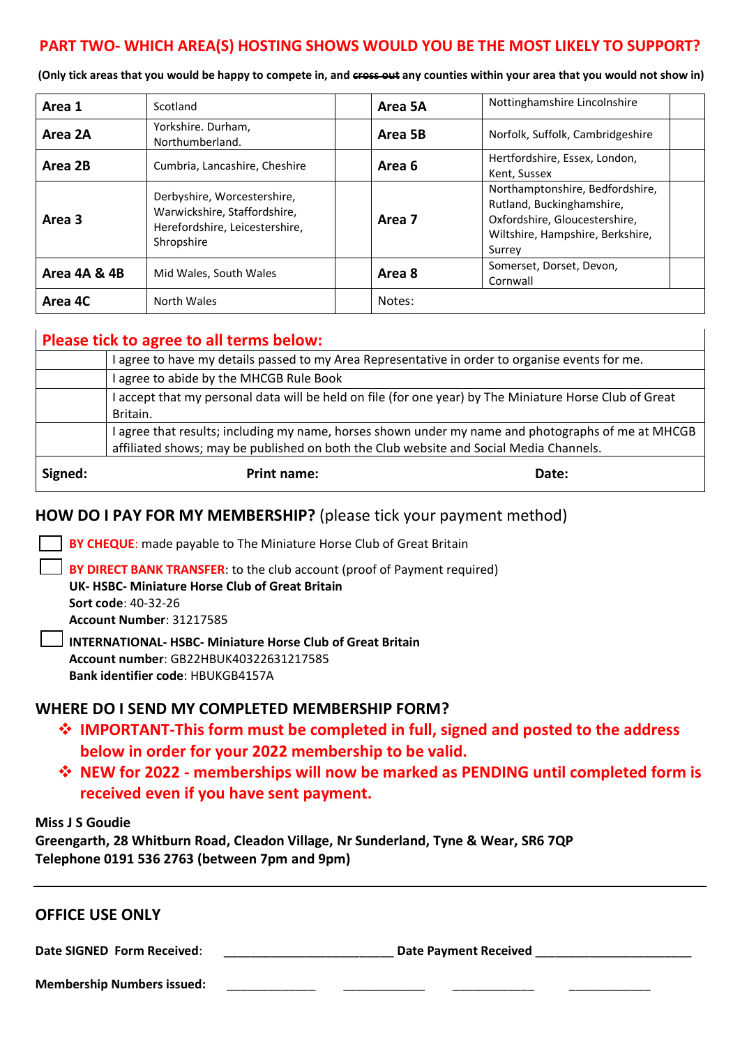## PART TWO- WHICH AREA(S) HOSTING SHOWS WOULD YOU BE THE MOST LIKELY TO SUPPORT?

**(Only tick areas that you would be happy to compete in, and ~~cross out~~ any counties within your area that you would not show in)**

| | | | | | |
|---|---|---|---|---|---|
| **Area 1** | Scotland | | **Area 5A** | Nottinghamshire Lincolnshire | |
| **Area 2A** | Yorkshire. Durham, Northumberland. | | **Area 5B** | Norfolk, Suffolk, Cambridgeshire | |
| **Area 2B** | Cumbria, Lancashire, Cheshire | | **Area 6** | Hertfordshire, Essex, London, Kent, Sussex | |
| **Area 3** | Derbyshire, Worcestershire, Warwickshire, Staffordshire, Herefordshire, Leicestershire, Shropshire | | **Area 7** | Northamptonshire, Bedfordshire, Rutland, Buckinghamshire, Oxfordshire, Gloucestershire, Wiltshire, Hampshire, Berkshire, Surrey | |
| **Area 4A & 4B** | Mid Wales, South Wales | | **Area 8** | Somerset, Dorset, Devon, Cornwall | |
| **Area 4C** | North Wales | | Notes: | | |

| | |
|---|---|
| **Please tick to agree to all terms below:** | |
| | I agree to have my details passed to my Area Representative in order to organise events for me. |
| | I agree to abide by the MHCGB Rule Book |
| | I accept that my personal data will be held on file (for one year) by The Miniature Horse Club of Great Britain. |
| | I agree that results; including my name, horses shown under my name and photographs of me at MHCGB affiliated shows; may be published on both the Club website and Social Media Channels. |
| **Signed:** | **Print name:** **Date:** |

## HOW DO I PAY FOR MY MEMBERSHIP? (please tick your payment method)

☐ **BY CHEQUE**: made payable to The Miniature Horse Club of Great Britain

☐ **BY DIRECT BANK TRANSFER**: to the club account (proof of Payment required)
**UK- HSBC- Miniature Horse Club of Great Britain**
**Sort code**: 40-32-26
**Account Number**: 31217585

☐ **INTERNATIONAL- HSBC- Miniature Horse Club of Great Britain**
**Account number**: GB22HBUK40322631217585
**Bank identifier code**: HBUKGB4157A

## WHERE DO I SEND MY COMPLETED MEMBERSHIP FORM?

- **IMPORTANT-This form must be completed in full, signed and posted to the address below in order for your 2022 membership to be valid.**
- **NEW for 2022 - memberships will now be marked as PENDING until completed form is received even if you have sent payment.**

**Miss J S Goudie**
**Greengarth, 28 Whitburn Road, Cleadon Village, Nr Sunderland, Tyne & Wear, SR6 7QP**
**Telephone 0191 536 2763 (between 7pm and 9pm)**

---

## OFFICE USE ONLY

**Date SIGNED Form Received**: ________________________ **Date Payment Received** ______________________

**Membership Numbers issued:** _____________ _____________ _____________ _____________